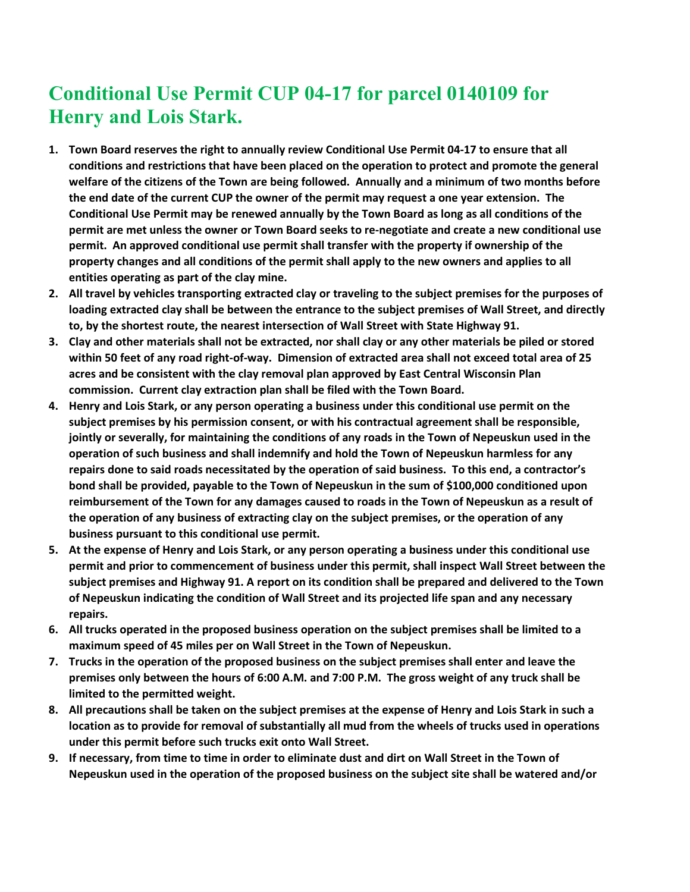# Conditional Use Permit CUP 04-17 for parcel 0140109 for Henry and Lois Stark.

1. **Town Board reserves the right to annually review Conditional Use Permit 04-17 to ensure that all conditions and restrictions that have been placed on the operation to protect and promote the general welfare of the citizens of the Town are being followed. Annually and a minimum of two months before the end date of the current CUP the owner of the permit may request a one year extension. The Conditional Use Permit may be renewed annually by the Town Board as long as all conditions of the permit are met unless the owner or Town Board seeks to re-negotiate and create a new conditional use permit. An approved conditional use permit shall transfer with the property if ownership of the property changes and all conditions of the permit shall apply to the new owners and applies to all entities operating as part of the clay mine.**
2. **All travel by vehicles transporting extracted clay or traveling to the subject premises for the purposes of loading extracted clay shall be between the entrance to the subject premises of Wall Street, and directly to, by the shortest route, the nearest intersection of Wall Street with State Highway 91.**
3. **Clay and other materials shall not be extracted, nor shall clay or any other materials be piled or stored within 50 feet of any road right-of-way. Dimension of extracted area shall not exceed total area of 25 acres and be consistent with the clay removal plan approved by East Central Wisconsin Plan commission. Current clay extraction plan shall be filed with the Town Board.**
4. **Henry and Lois Stark, or any person operating a business under this conditional use permit on the subject premises by his permission consent, or with his contractual agreement shall be responsible, jointly or severally, for maintaining the conditions of any roads in the Town of Nepeuskun used in the operation of such business and shall indemnify and hold the Town of Nepeuskun harmless for any repairs done to said roads necessitated by the operation of said business. To this end, a contractor's bond shall be provided, payable to the Town of Nepeuskun in the sum of $100,000 conditioned upon reimbursement of the Town for any damages caused to roads in the Town of Nepeuskun as a result of the operation of any business of extracting clay on the subject premises, or the operation of any business pursuant to this conditional use permit.**
5. **At the expense of Henry and Lois Stark, or any person operating a business under this conditional use permit and prior to commencement of business under this permit, shall inspect Wall Street between the subject premises and Highway 91. A report on its condition shall be prepared and delivered to the Town of Nepeuskun indicating the condition of Wall Street and its projected life span and any necessary repairs.**
6. **All trucks operated in the proposed business operation on the subject premises shall be limited to a maximum speed of 45 miles per on Wall Street in the Town of Nepeuskun.**
7. **Trucks in the operation of the proposed business on the subject premises shall enter and leave the premises only between the hours of 6:00 A.M. and 7:00 P.M. The gross weight of any truck shall be limited to the permitted weight.**
8. **All precautions shall be taken on the subject premises at the expense of Henry and Lois Stark in such a location as to provide for removal of substantially all mud from the wheels of trucks used in operations under this permit before such trucks exit onto Wall Street.**
9. **If necessary, from time to time in order to eliminate dust and dirt on Wall Street in the Town of Nepeuskun used in the operation of the proposed business on the subject site shall be watered and/or**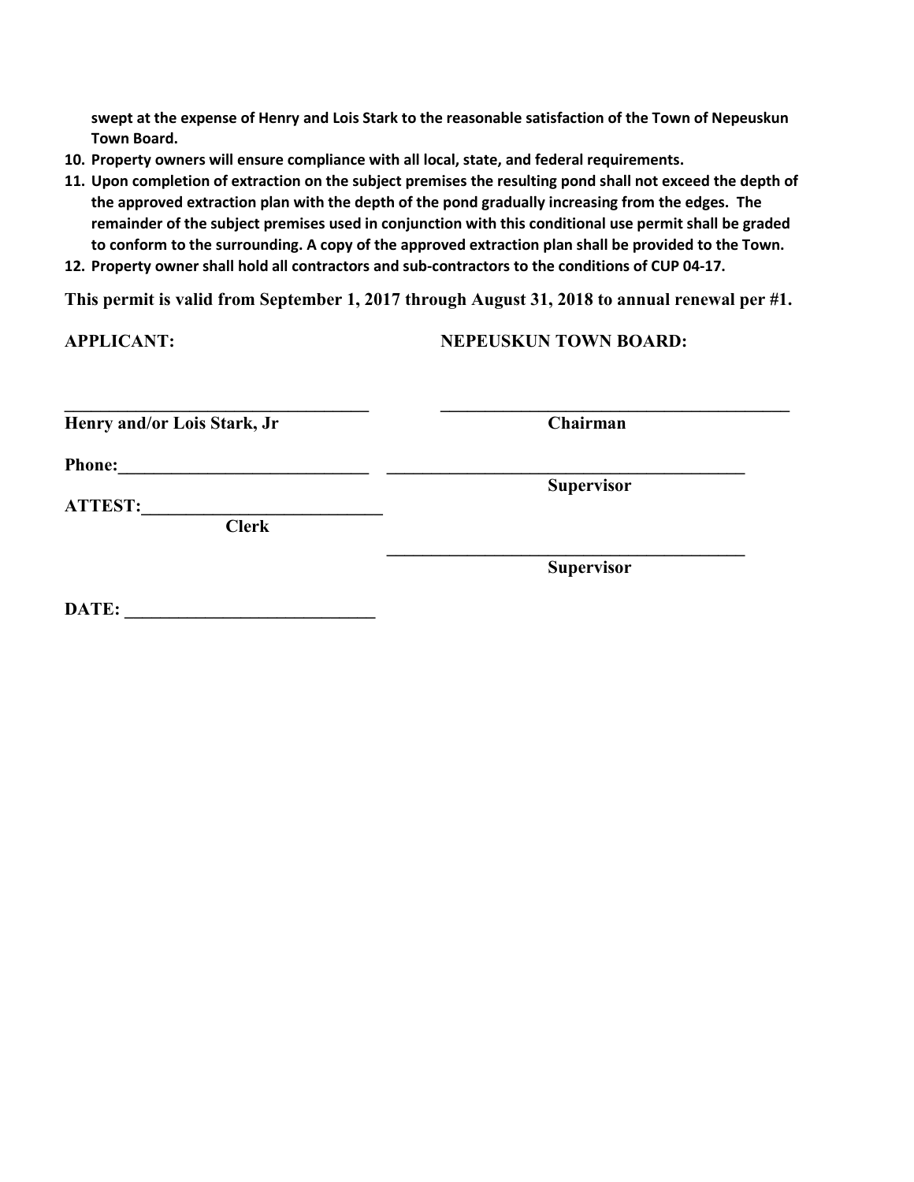**swept at the expense of Henry and Lois Stark to the reasonable satisfaction of the Town of Nepeuskun Town Board.**

10. **Property owners will ensure compliance with all local, state, and federal requirements.**
11. **Upon completion of extraction on the subject premises the resulting pond shall not exceed the depth of the approved extraction plan with the depth of the pond gradually increasing from the edges. The remainder of the subject premises used in conjunction with this conditional use permit shall be graded to conform to the surrounding. A copy of the approved extraction plan shall be provided to the Town.**
12. **Property owner shall hold all contractors and sub-contractors to the conditions of CUP 04-17.**

**This permit is valid from September 1, 2017 through August 31, 2018 to annual renewal per #1.**

**APPLICANT:**

___________________________________
**Henry and/or Lois Stark, Jr**

**Phone:**___________________________

**ATTEST:**_________________________
**Clerk**

**DATE:** ___________________________

**NEPEUSKUN TOWN BOARD:**

________________________________________
**Chairman**

________________________________________
**Supervisor**

________________________________________
**Supervisor**